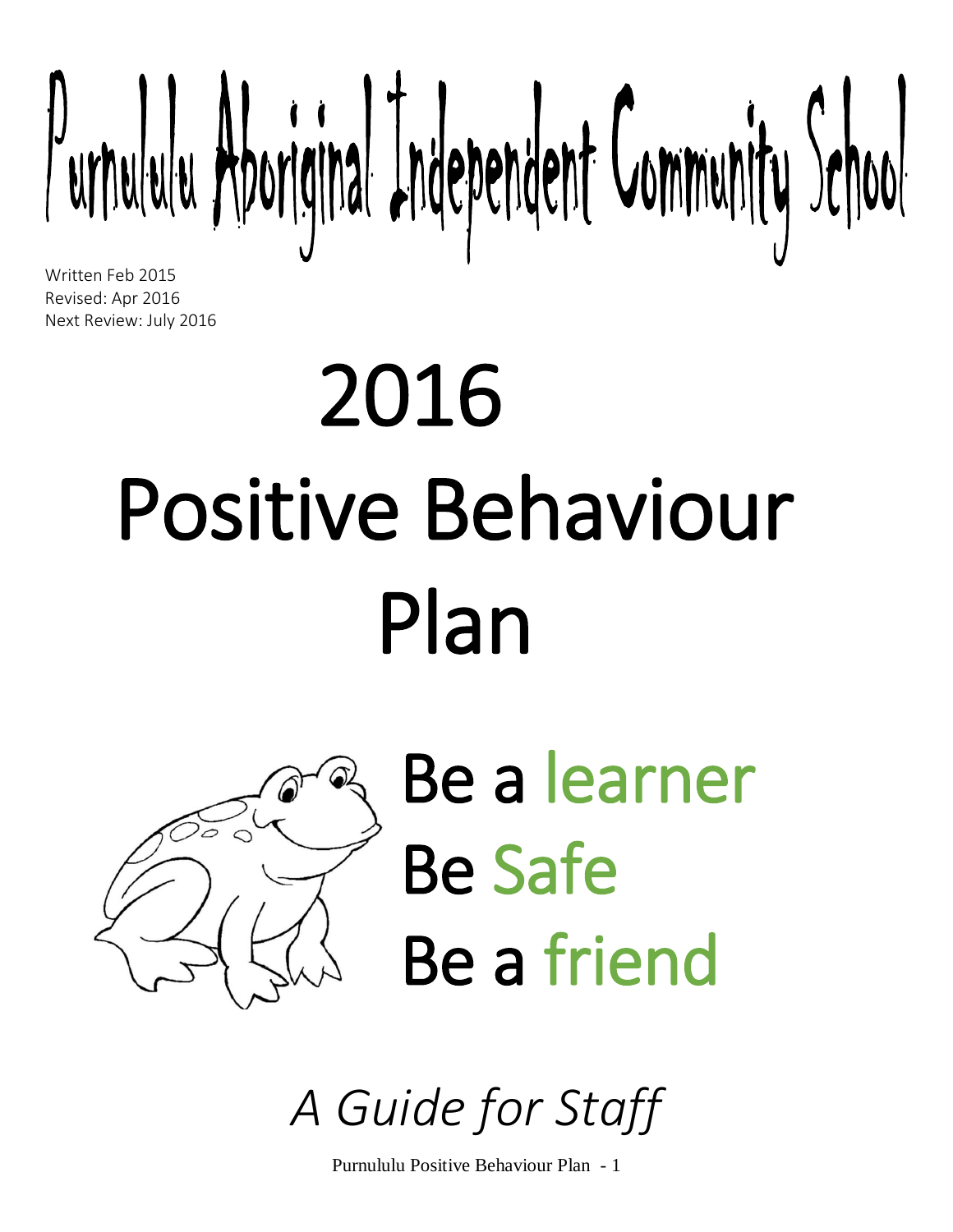# Purnululu Aboriginal Independent Community School

Written Feb 2015
Revised: Apr 2016
Next Review: July 2016

# 2016 Positive Behaviour Plan

Be a learner
Be Safe
Be a friend

*A Guide for Staff*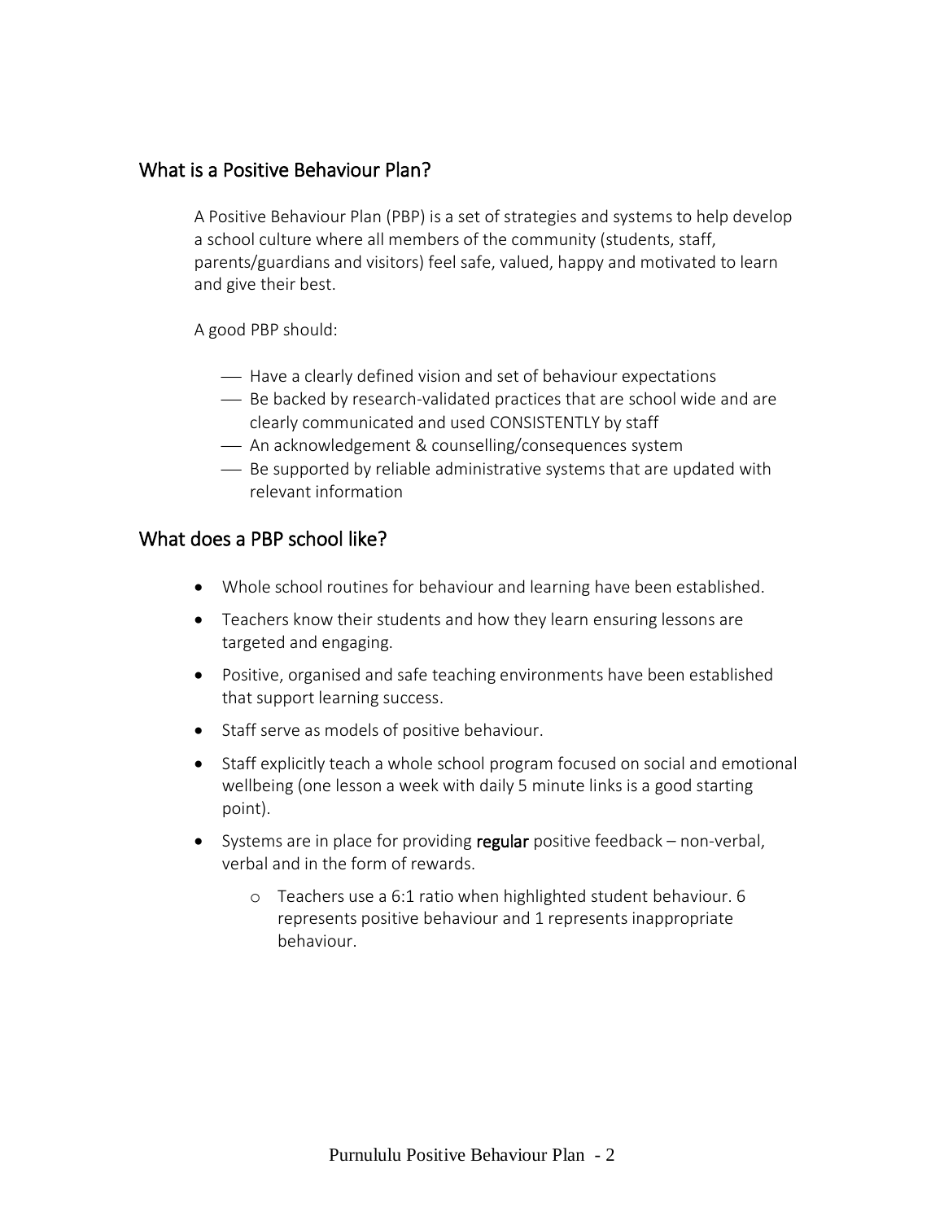## What is a Positive Behaviour Plan?

A Positive Behaviour Plan (PBP) is a set of strategies and systems to help develop a school culture where all members of the community (students, staff, parents/guardians and visitors) feel safe, valued, happy and motivated to learn and give their best.

A good PBP should:

- Have a clearly defined vision and set of behaviour expectations
- Be backed by research-validated practices that are school wide and are clearly communicated and used CONSISTENTLY by staff
- An acknowledgement & counselling/consequences system
- Be supported by reliable administrative systems that are updated with relevant information

## What does a PBP school like?

- Whole school routines for behaviour and learning have been established.
- Teachers know their students and how they learn ensuring lessons are targeted and engaging.
- Positive, organised and safe teaching environments have been established that support learning success.
- Staff serve as models of positive behaviour.
- Staff explicitly teach a whole school program focused on social and emotional wellbeing (one lesson a week with daily 5 minute links is a good starting point).
- Systems are in place for providing **regular** positive feedback – non-verbal, verbal and in the form of rewards.
    - Teachers use a 6:1 ratio when highlighted student behaviour. 6 represents positive behaviour and 1 represents inappropriate behaviour.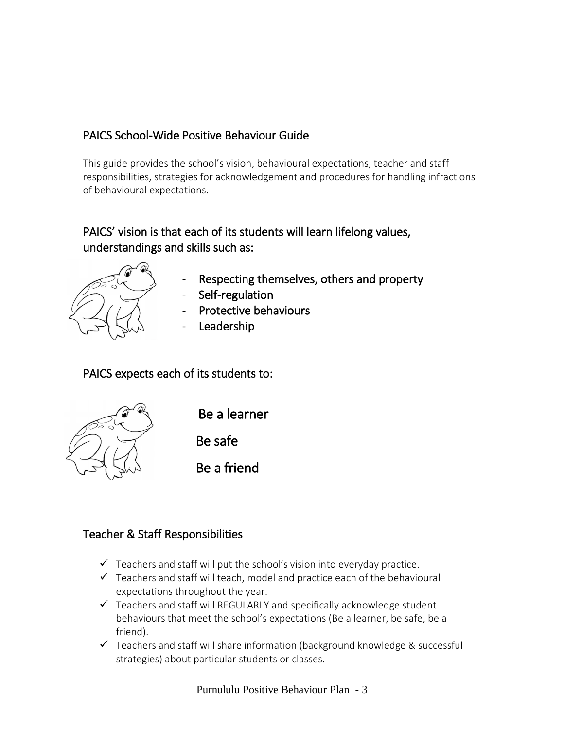## PAICS School-Wide Positive Behaviour Guide

This guide provides the school's vision, behavioural expectations, teacher and staff responsibilities, strategies for acknowledgement and procedures for handling infractions of behavioural expectations.

### PAICS' vision is that each of its students will learn lifelong values, understandings and skills such as:

- Respecting themselves, others and property
- Self-regulation
- Protective behaviours
- Leadership

### PAICS expects each of its students to:

Be a learner

Be safe

Be a friend

### Teacher & Staff Responsibilities

- ✓ Teachers and staff will put the school's vision into everyday practice.
- ✓ Teachers and staff will teach, model and practice each of the behavioural expectations throughout the year.
- ✓ Teachers and staff will REGULARLY and specifically acknowledge student behaviours that meet the school's expectations (Be a learner, be safe, be a friend).
- ✓ Teachers and staff will share information (background knowledge & successful strategies) about particular students or classes.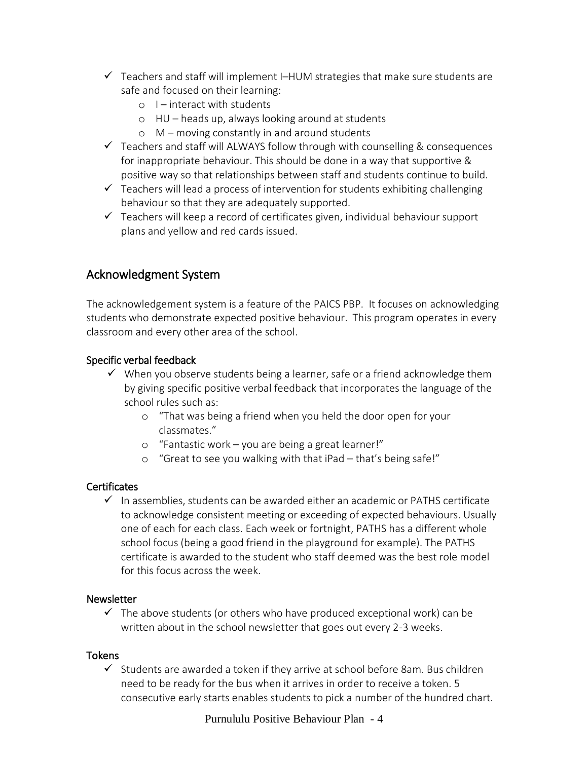- ✓ Teachers and staff will implement I–HUM strategies that make sure students are safe and focused on their learning:
    - I – interact with students
    - HU – heads up, always looking around at students
    - M – moving constantly in and around students
- ✓ Teachers and staff will ALWAYS follow through with counselling & consequences for inappropriate behaviour. This should be done in a way that supportive & positive way so that relationships between staff and students continue to build.
- ✓ Teachers will lead a process of intervention for students exhibiting challenging behaviour so that they are adequately supported.
- ✓ Teachers will keep a record of certificates given, individual behaviour support plans and yellow and red cards issued.

## Acknowledgment System

The acknowledgement system is a feature of the PAICS PBP. It focuses on acknowledging students who demonstrate expected positive behaviour. This program operates in every classroom and every other area of the school.

### Specific verbal feedback

- ✓ When you observe students being a learner, safe or a friend acknowledge them by giving specific positive verbal feedback that incorporates the language of the school rules such as:
    - "That was being a friend when you held the door open for your classmates."
    - "Fantastic work – you are being a great learner!"
    - "Great to see you walking with that iPad – that's being safe!"

### Certificates

- ✓ In assemblies, students can be awarded either an academic or PATHS certificate to acknowledge consistent meeting or exceeding of expected behaviours. Usually one of each for each class. Each week or fortnight, PATHS has a different whole school focus (being a good friend in the playground for example). The PATHS certificate is awarded to the student who staff deemed was the best role model for this focus across the week.

### Newsletter

- ✓ The above students (or others who have produced exceptional work) can be written about in the school newsletter that goes out every 2-3 weeks.

### Tokens

- ✓ Students are awarded a token if they arrive at school before 8am. Bus children need to be ready for the bus when it arrives in order to receive a token. 5 consecutive early starts enables students to pick a number of the hundred chart.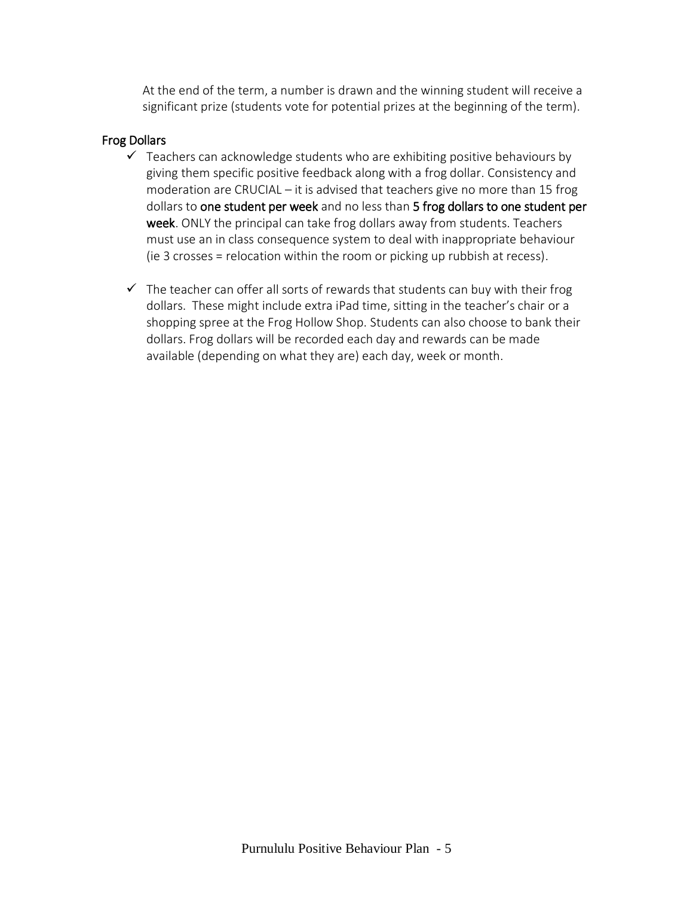At the end of the term, a number is drawn and the winning student will receive a significant prize (students vote for potential prizes at the beginning of the term).

## Frog Dollars

- ✓ Teachers can acknowledge students who are exhibiting positive behaviours by giving them specific positive feedback along with a frog dollar. Consistency and moderation are CRUCIAL – it is advised that teachers give no more than 15 frog dollars to **one student per week** and no less than **5 frog dollars to one student per week**. ONLY the principal can take frog dollars away from students. Teachers must use an in class consequence system to deal with inappropriate behaviour (ie 3 crosses = relocation within the room or picking up rubbish at recess).

- ✓ The teacher can offer all sorts of rewards that students can buy with their frog dollars. These might include extra iPad time, sitting in the teacher's chair or a shopping spree at the Frog Hollow Shop. Students can also choose to bank their dollars. Frog dollars will be recorded each day and rewards can be made available (depending on what they are) each day, week or month.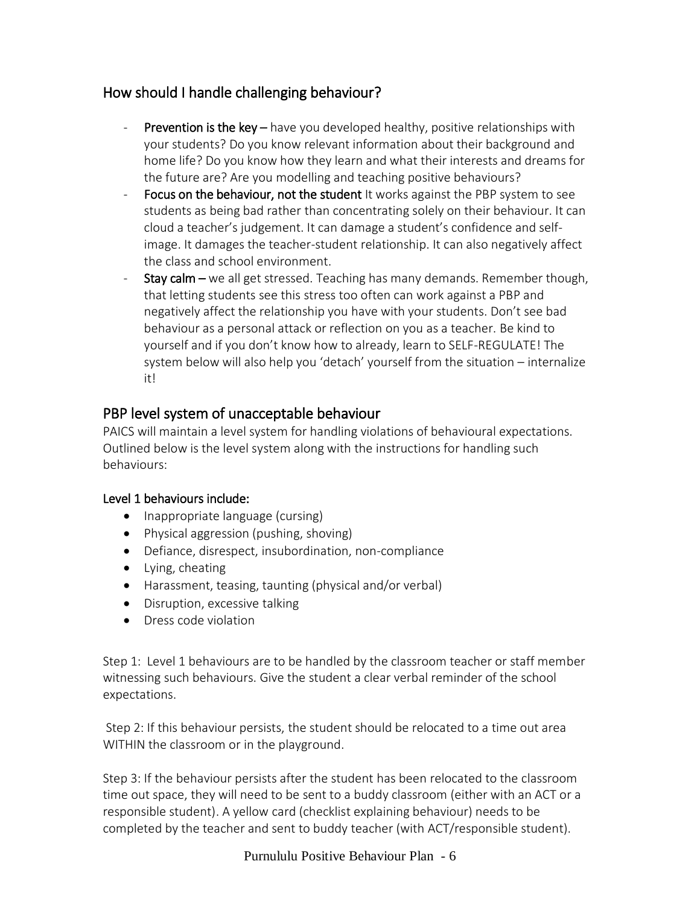## How should I handle challenging behaviour?

- **Prevention is the key** – have you developed healthy, positive relationships with your students? Do you know relevant information about their background and home life? Do you know how they learn and what their interests and dreams for the future are? Are you modelling and teaching positive behaviours?
- **Focus on the behaviour, not the student** It works against the PBP system to see students as being bad rather than concentrating solely on their behaviour. It can cloud a teacher's judgement. It can damage a student's confidence and self-image. It damages the teacher-student relationship. It can also negatively affect the class and school environment.
- **Stay calm** – we all get stressed. Teaching has many demands. Remember though, that letting students see this stress too often can work against a PBP and negatively affect the relationship you have with your students. Don't see bad behaviour as a personal attack or reflection on you as a teacher. Be kind to yourself and if you don't know how to already, learn to SELF-REGULATE! The system below will also help you 'detach' yourself from the situation – internalize it!

## PBP level system of unacceptable behaviour

PAICS will maintain a level system for handling violations of behavioural expectations. Outlined below is the level system along with the instructions for handling such behaviours:

### Level 1 behaviours include:

- Inappropriate language (cursing)
- Physical aggression (pushing, shoving)
- Defiance, disrespect, insubordination, non-compliance
- Lying, cheating
- Harassment, teasing, taunting (physical and/or verbal)
- Disruption, excessive talking
- Dress code violation

Step 1: Level 1 behaviours are to be handled by the classroom teacher or staff member witnessing such behaviours. Give the student a clear verbal reminder of the school expectations.

Step 2: If this behaviour persists, the student should be relocated to a time out area WITHIN the classroom or in the playground.

Step 3: If the behaviour persists after the student has been relocated to the classroom time out space, they will need to be sent to a buddy classroom (either with an ACT or a responsible student). A yellow card (checklist explaining behaviour) needs to be completed by the teacher and sent to buddy teacher (with ACT/responsible student).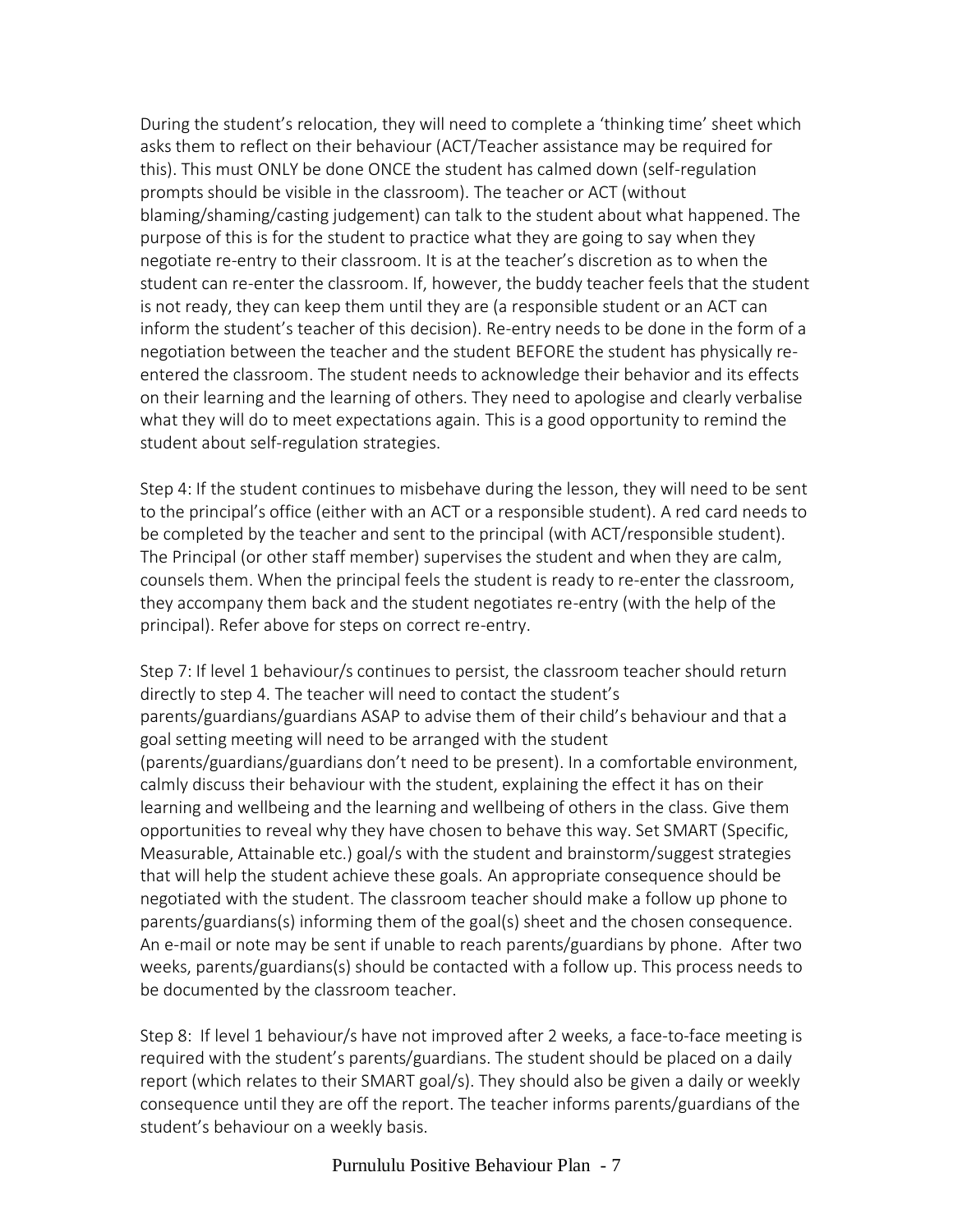During the student's relocation, they will need to complete a 'thinking time' sheet which asks them to reflect on their behaviour (ACT/Teacher assistance may be required for this). This must ONLY be done ONCE the student has calmed down (self-regulation prompts should be visible in the classroom). The teacher or ACT (without blaming/shaming/casting judgement) can talk to the student about what happened. The purpose of this is for the student to practice what they are going to say when they negotiate re-entry to their classroom. It is at the teacher's discretion as to when the student can re-enter the classroom. If, however, the buddy teacher feels that the student is not ready, they can keep them until they are (a responsible student or an ACT can inform the student's teacher of this decision). Re-entry needs to be done in the form of a negotiation between the teacher and the student BEFORE the student has physically re-entered the classroom. The student needs to acknowledge their behavior and its effects on their learning and the learning of others. They need to apologise and clearly verbalise what they will do to meet expectations again. This is a good opportunity to remind the student about self-regulation strategies.

Step 4: If the student continues to misbehave during the lesson, they will need to be sent to the principal's office (either with an ACT or a responsible student). A red card needs to be completed by the teacher and sent to the principal (with ACT/responsible student). The Principal (or other staff member) supervises the student and when they are calm, counsels them. When the principal feels the student is ready to re-enter the classroom, they accompany them back and the student negotiates re-entry (with the help of the principal). Refer above for steps on correct re-entry.

Step 7: If level 1 behaviour/s continues to persist, the classroom teacher should return directly to step 4. The teacher will need to contact the student's parents/guardians/guardians ASAP to advise them of their child's behaviour and that a goal setting meeting will need to be arranged with the student (parents/guardians/guardians don't need to be present). In a comfortable environment, calmly discuss their behaviour with the student, explaining the effect it has on their learning and wellbeing and the learning and wellbeing of others in the class. Give them opportunities to reveal why they have chosen to behave this way. Set SMART (Specific, Measurable, Attainable etc.) goal/s with the student and brainstorm/suggest strategies that will help the student achieve these goals. An appropriate consequence should be negotiated with the student. The classroom teacher should make a follow up phone to parents/guardians(s) informing them of the goal(s) sheet and the chosen consequence. An e-mail or note may be sent if unable to reach parents/guardians by phone. After two weeks, parents/guardians(s) should be contacted with a follow up. This process needs to be documented by the classroom teacher.

Step 8: If level 1 behaviour/s have not improved after 2 weeks, a face-to-face meeting is required with the student's parents/guardians. The student should be placed on a daily report (which relates to their SMART goal/s). They should also be given a daily or weekly consequence until they are off the report. The teacher informs parents/guardians of the student's behaviour on a weekly basis.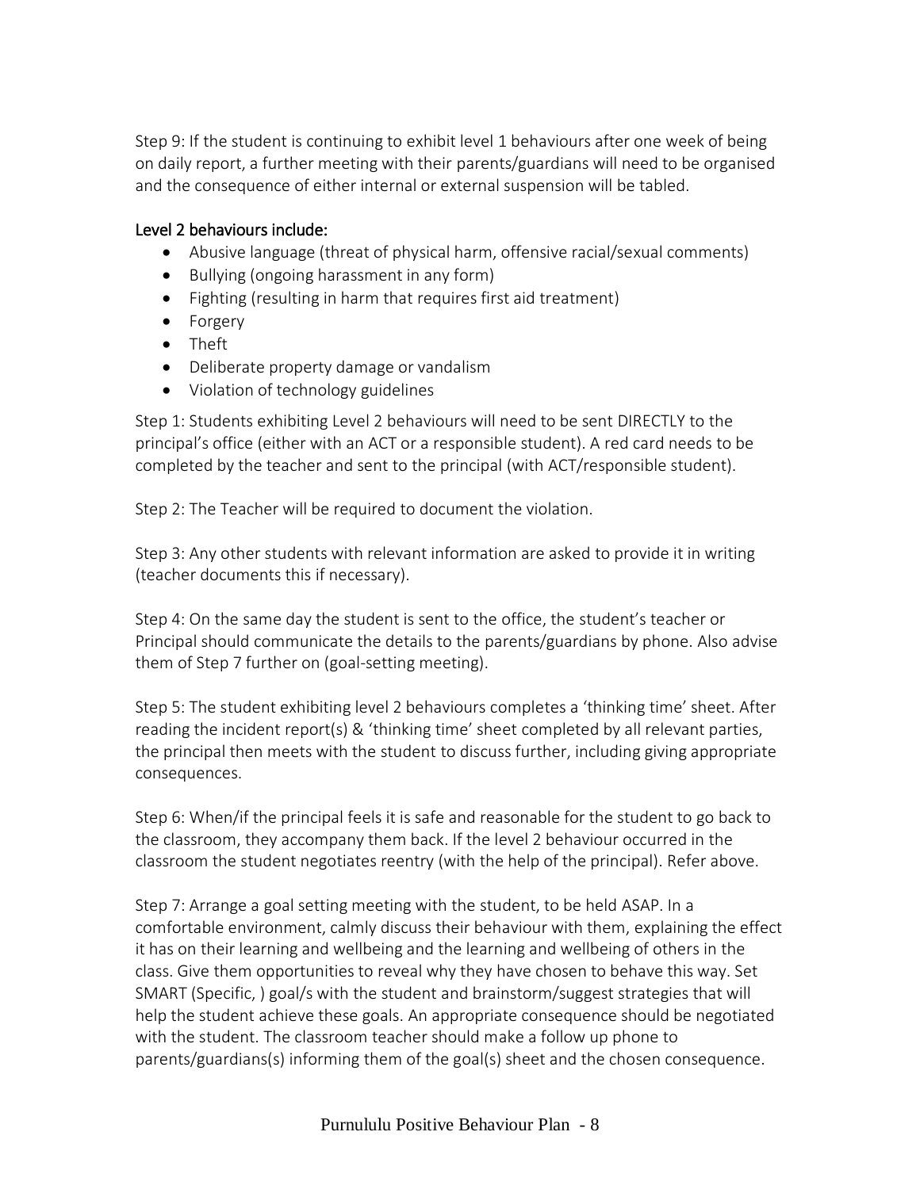Step 9: If the student is continuing to exhibit level 1 behaviours after one week of being on daily report, a further meeting with their parents/guardians will need to be organised and the consequence of either internal or external suspension will be tabled.

### Level 2 behaviours include:

- Abusive language (threat of physical harm, offensive racial/sexual comments)
- Bullying (ongoing harassment in any form)
- Fighting (resulting in harm that requires first aid treatment)
- Forgery
- Theft
- Deliberate property damage or vandalism
- Violation of technology guidelines

Step 1: Students exhibiting Level 2 behaviours will need to be sent DIRECTLY to the principal's office (either with an ACT or a responsible student). A red card needs to be completed by the teacher and sent to the principal (with ACT/responsible student).

Step 2: The Teacher will be required to document the violation.

Step 3: Any other students with relevant information are asked to provide it in writing (teacher documents this if necessary).

Step 4: On the same day the student is sent to the office, the student's teacher or Principal should communicate the details to the parents/guardians by phone. Also advise them of Step 7 further on (goal-setting meeting).

Step 5: The student exhibiting level 2 behaviours completes a 'thinking time' sheet. After reading the incident report(s) & 'thinking time' sheet completed by all relevant parties, the principal then meets with the student to discuss further, including giving appropriate consequences.

Step 6: When/if the principal feels it is safe and reasonable for the student to go back to the classroom, they accompany them back. If the level 2 behaviour occurred in the classroom the student negotiates reentry (with the help of the principal). Refer above.

Step 7: Arrange a goal setting meeting with the student, to be held ASAP. In a comfortable environment, calmly discuss their behaviour with them, explaining the effect it has on their learning and wellbeing and the learning and wellbeing of others in the class. Give them opportunities to reveal why they have chosen to behave this way. Set SMART (Specific, ) goal/s with the student and brainstorm/suggest strategies that will help the student achieve these goals. An appropriate consequence should be negotiated with the student. The classroom teacher should make a follow up phone to parents/guardians(s) informing them of the goal(s) sheet and the chosen consequence.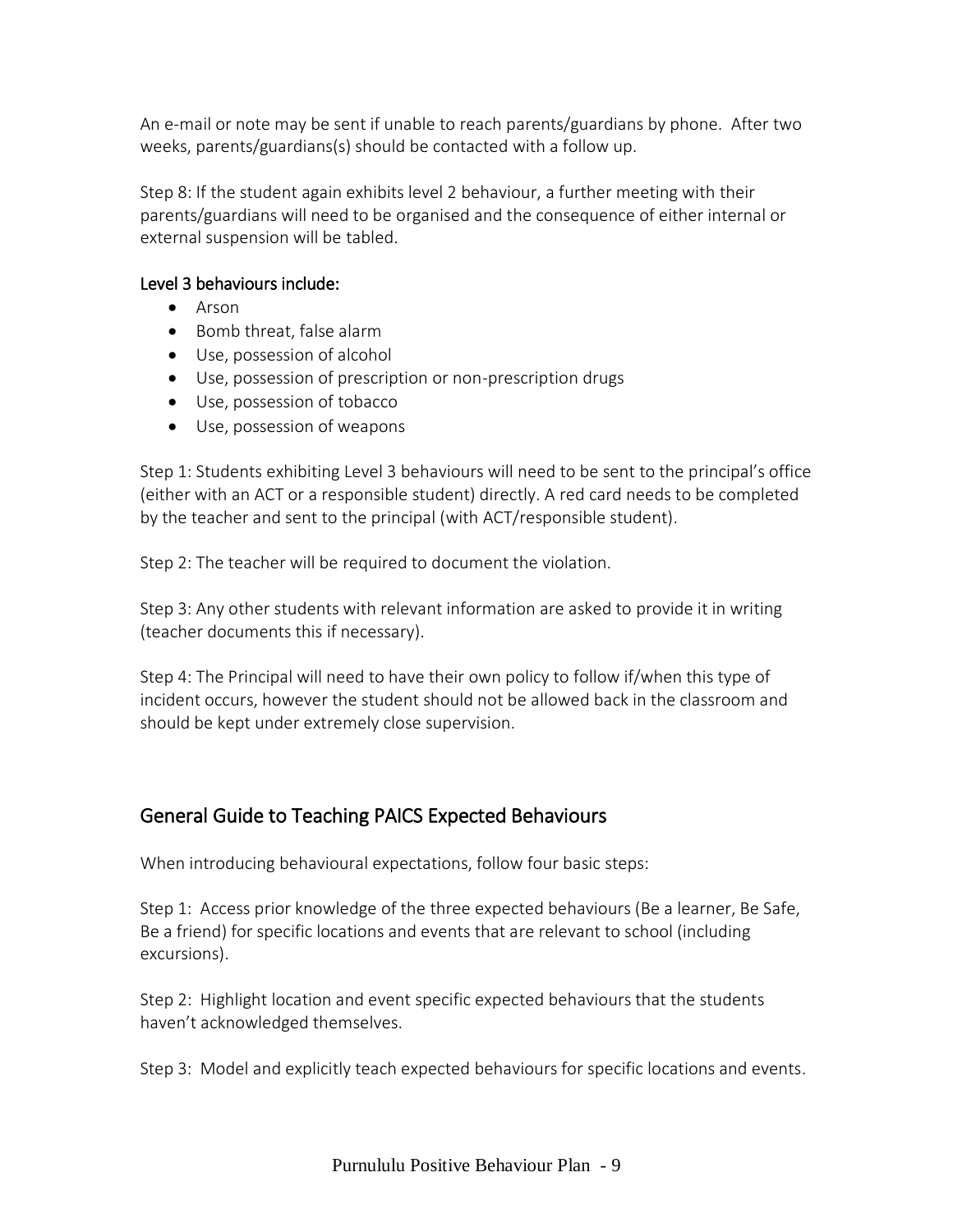An e-mail or note may be sent if unable to reach parents/guardians by phone. After two weeks, parents/guardians(s) should be contacted with a follow up.

Step 8: If the student again exhibits level 2 behaviour, a further meeting with their parents/guardians will need to be organised and the consequence of either internal or external suspension will be tabled.

**Level 3 behaviours include:**

- Arson
- Bomb threat, false alarm
- Use, possession of alcohol
- Use, possession of prescription or non-prescription drugs
- Use, possession of tobacco
- Use, possession of weapons

Step 1: Students exhibiting Level 3 behaviours will need to be sent to the principal's office (either with an ACT or a responsible student) directly. A red card needs to be completed by the teacher and sent to the principal (with ACT/responsible student).

Step 2: The teacher will be required to document the violation.

Step 3: Any other students with relevant information are asked to provide it in writing (teacher documents this if necessary).

Step 4: The Principal will need to have their own policy to follow if/when this type of incident occurs, however the student should not be allowed back in the classroom and should be kept under extremely close supervision.

## General Guide to Teaching PAICS Expected Behaviours

When introducing behavioural expectations, follow four basic steps:

Step 1: Access prior knowledge of the three expected behaviours (Be a learner, Be Safe, Be a friend) for specific locations and events that are relevant to school (including excursions).

Step 2: Highlight location and event specific expected behaviours that the students haven't acknowledged themselves.

Step 3: Model and explicitly teach expected behaviours for specific locations and events.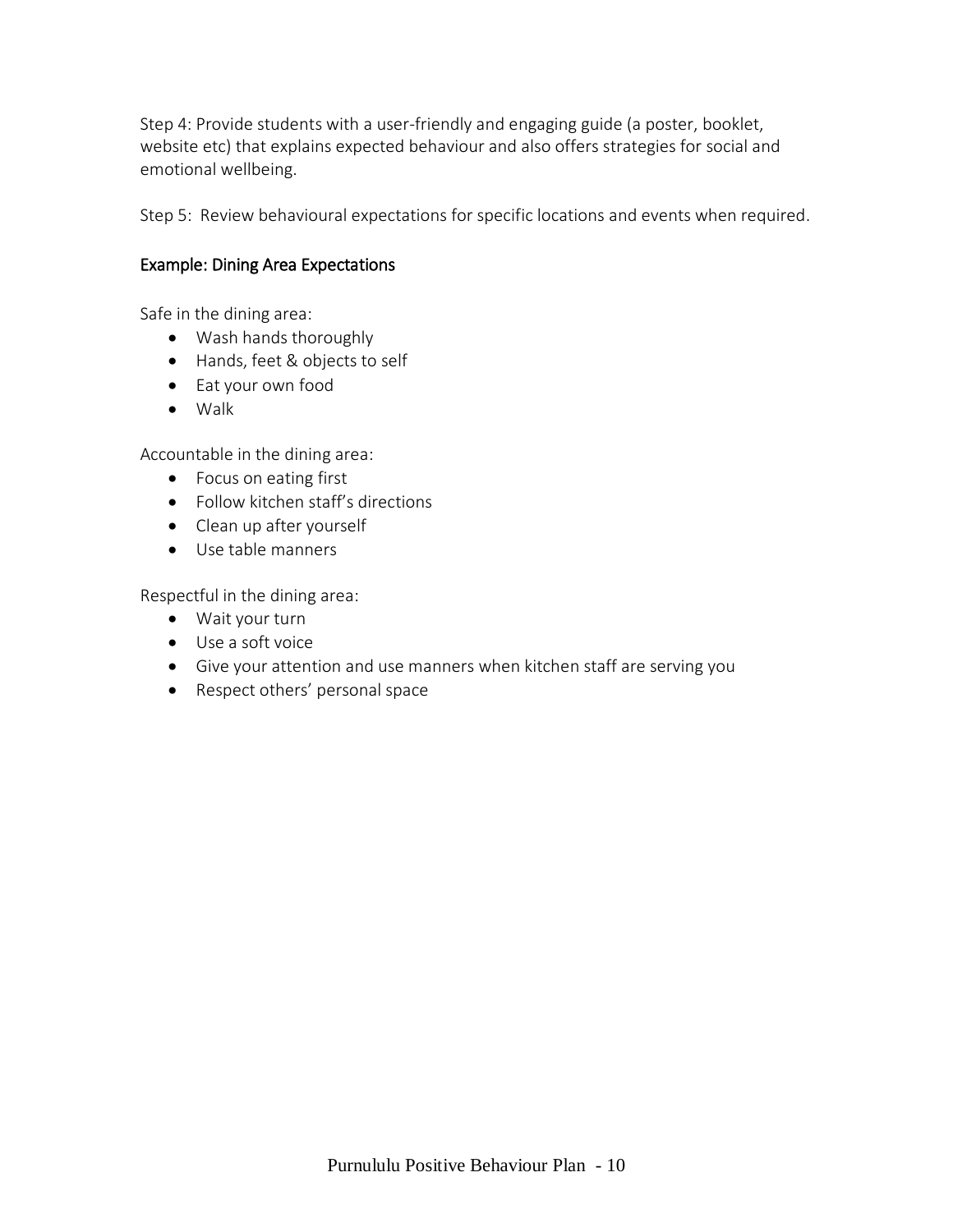Step 4: Provide students with a user-friendly and engaging guide (a poster, booklet, website etc) that explains expected behaviour and also offers strategies for social and emotional wellbeing.

Step 5: Review behavioural expectations for specific locations and events when required.

### Example: Dining Area Expectations

Safe in the dining area:

- Wash hands thoroughly
- Hands, feet & objects to self
- Eat your own food
- Walk

Accountable in the dining area:

- Focus on eating first
- Follow kitchen staff's directions
- Clean up after yourself
- Use table manners

Respectful in the dining area:

- Wait your turn
- Use a soft voice
- Give your attention and use manners when kitchen staff are serving you
- Respect others' personal space